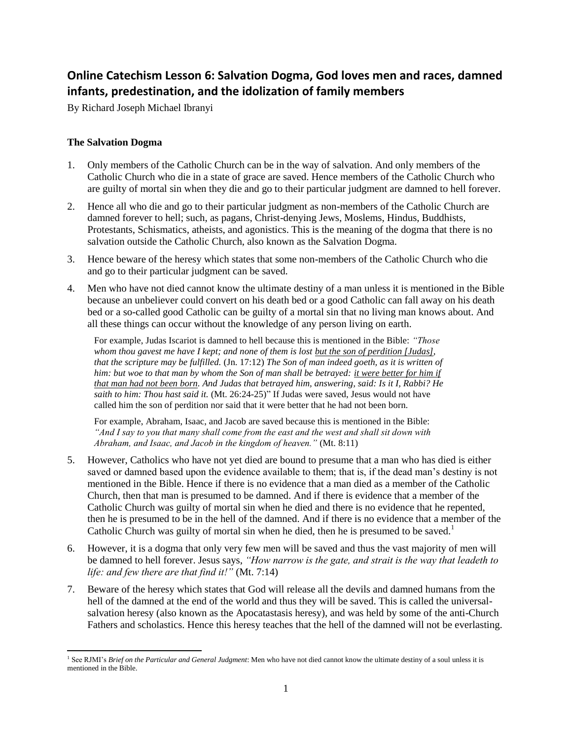# Online Catechism Lesson 6: Salvation Dogma, God loves men and races, damned infants, predestination, and the idolization of family members

By Richard Joseph Michael Ibranyi

### The Salvation Dogma

1. Only members of the Catholic Church can be in the way of salvation. And only members of the Catholic Church who die in a state of grace are saved. Hence members of the Catholic Church who are guilty of mortal sin when they die and go to their particular judgment are damned to hell forever.

2. Hence all who die and go to their particular judgment as non-members of the Catholic Church are damned forever to hell; such, as pagans, Christ-denying Jews, Moslems, Hindus, Buddhists, Protestants, Schismatics, atheists, and agonistics. This is the meaning of the dogma that there is no salvation outside the Catholic Church, also known as the Salvation Dogma.

3. Hence beware of the heresy which states that some non-members of the Catholic Church who die and go to their particular judgment can be saved.

4. Men who have not died cannot know the ultimate destiny of a man unless it is mentioned in the Bible because an unbeliever could convert on his death bed or a good Catholic can fall away on his death bed or a so-called good Catholic can be guilty of a mortal sin that no living man knows about. And all these things can occur without the knowledge of any person living on earth.

   For example, Judas Iscariot is damned to hell because this is mentioned in the Bible: *"Those whom thou gavest me have I kept; and none of them is lost <u>but the son of perdition [Judas]</u>, that the scripture may be fulfilled.* (Jn. 17:12) *The Son of man indeed goeth, as it is written of him: but woe to that man by whom the Son of man shall be betrayed: <u>it were better for him if that man had not been born</u>. And Judas that betrayed him, answering, said: Is it I, Rabbi? He saith to him: Thou hast said it.* (Mt. 26:24-25)" If Judas were saved, Jesus would not have called him the son of perdition nor said that it were better that he had not been born.

   For example, Abraham, Isaac, and Jacob are saved because this is mentioned in the Bible: *"And I say to you that many shall come from the east and the west and shall sit down with Abraham, and Isaac, and Jacob in the kingdom of heaven."* (Mt. 8:11)

5. However, Catholics who have not yet died are bound to presume that a man who has died is either saved or damned based upon the evidence available to them; that is, if the dead man's destiny is not mentioned in the Bible. Hence if there is no evidence that a man died as a member of the Catholic Church, then that man is presumed to be damned. And if there is evidence that a member of the Catholic Church was guilty of mortal sin when he died and there is no evidence that he repented, then he is presumed to be in the hell of the damned. And if there is no evidence that a member of the Catholic Church was guilty of mortal sin when he died, then he is presumed to be saved.[1]

6. However, it is a dogma that only very few men will be saved and thus the vast majority of men will be damned to hell forever. Jesus says, *"How narrow is the gate, and strait is the way that leadeth to life: and few there are that find it!"* (Mt. 7:14)

7. Beware of the heresy which states that God will release all the devils and damned humans from the hell of the damned at the end of the world and thus they will be saved. This is called the universal-salvation heresy (also known as the Apocatastasis heresy), and was held by some of the anti-Church Fathers and scholastics. Hence this heresy teaches that the hell of the damned will not be everlasting.

---

[1] See RJMI's *Brief on the Particular and General Judgment*: Men who have not died cannot know the ultimate destiny of a soul unless it is mentioned in the Bible.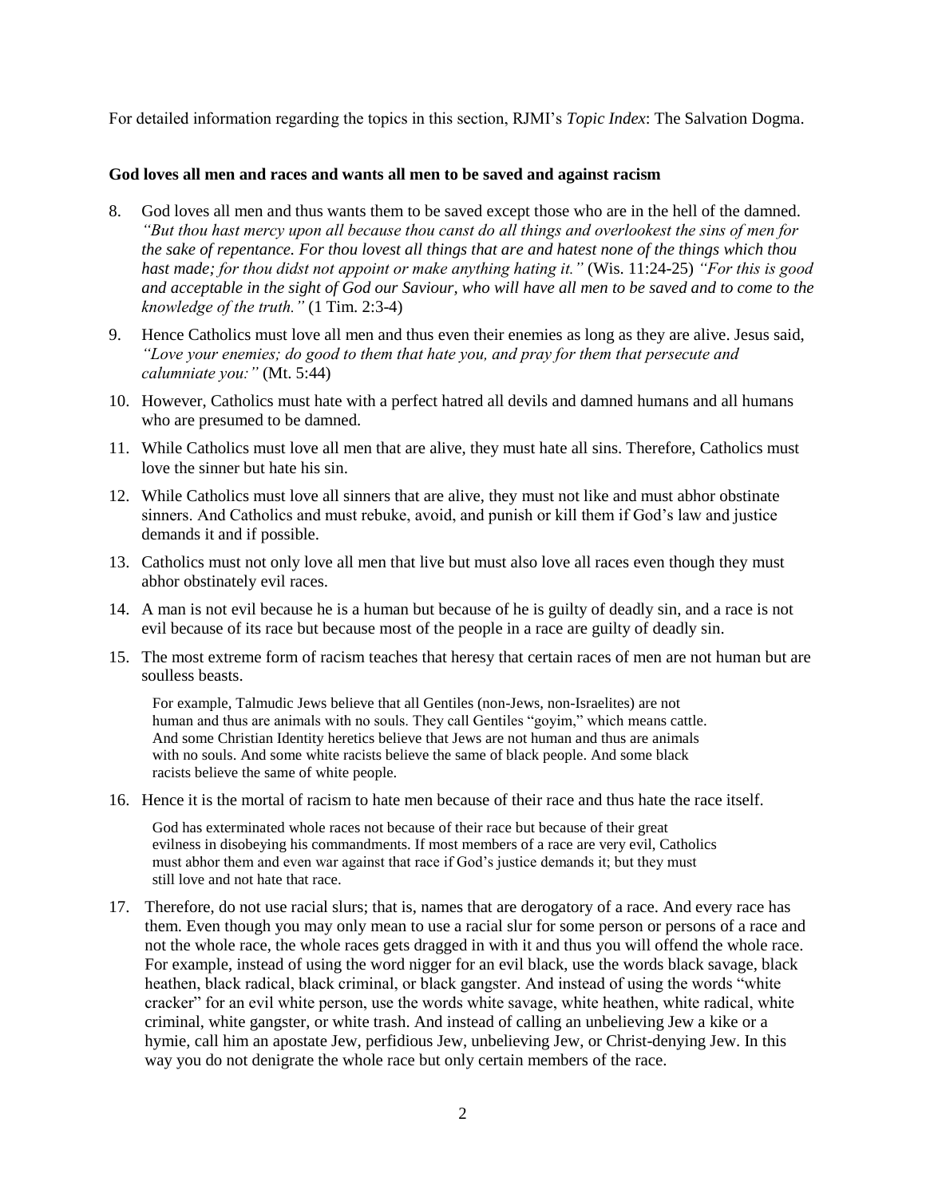For detailed information regarding the topics in this section, RJMI's *Topic Index*: The Salvation Dogma.

**God loves all men and races and wants all men to be saved and against racism**

8. God loves all men and thus wants them to be saved except those who are in the hell of the damned. *"But thou hast mercy upon all because thou canst do all things and overlookest the sins of men for the sake of repentance. For thou lovest all things that are and hatest none of the things which thou hast made; for thou didst not appoint or make anything hating it."* (Wis. 11:24-25) *"For this is good and acceptable in the sight of God our Saviour, who will have all men to be saved and to come to the knowledge of the truth."* (1 Tim. 2:3-4)

9. Hence Catholics must love all men and thus even their enemies as long as they are alive. Jesus said, *"Love your enemies; do good to them that hate you, and pray for them that persecute and calumniate you:"* (Mt. 5:44)

10. However, Catholics must hate with a perfect hatred all devils and damned humans and all humans who are presumed to be damned.

11. While Catholics must love all men that are alive, they must hate all sins. Therefore, Catholics must love the sinner but hate his sin.

12. While Catholics must love all sinners that are alive, they must not like and must abhor obstinate sinners. And Catholics and must rebuke, avoid, and punish or kill them if God's law and justice demands it and if possible.

13. Catholics must not only love all men that live but must also love all races even though they must abhor obstinately evil races.

14. A man is not evil because he is a human but because of he is guilty of deadly sin, and a race is not evil because of its race but because most of the people in a race are guilty of deadly sin.

15. The most extreme form of racism teaches that heresy that certain races of men are not human but are soulless beasts.

    For example, Talmudic Jews believe that all Gentiles (non-Jews, non-Israelites) are not human and thus are animals with no souls. They call Gentiles "goyim," which means cattle. And some Christian Identity heretics believe that Jews are not human and thus are animals with no souls. And some white racists believe the same of black people. And some black racists believe the same of white people.

16. Hence it is the mortal of racism to hate men because of their race and thus hate the race itself.

    God has exterminated whole races not because of their race but because of their great evilness in disobeying his commandments. If most members of a race are very evil, Catholics must abhor them and even war against that race if God's justice demands it; but they must still love and not hate that race.

17. Therefore, do not use racial slurs; that is, names that are derogatory of a race. And every race has them. Even though you may only mean to use a racial slur for some person or persons of a race and not the whole race, the whole races gets dragged in with it and thus you will offend the whole race. For example, instead of using the word nigger for an evil black, use the words black savage, black heathen, black radical, black criminal, or black gangster. And instead of using the words "white cracker" for an evil white person, use the words white savage, white heathen, white radical, white criminal, white gangster, or white trash. And instead of calling an unbelieving Jew a kike or a hymie, call him an apostate Jew, perfidious Jew, unbelieving Jew, or Christ-denying Jew. In this way you do not denigrate the whole race but only certain members of the race.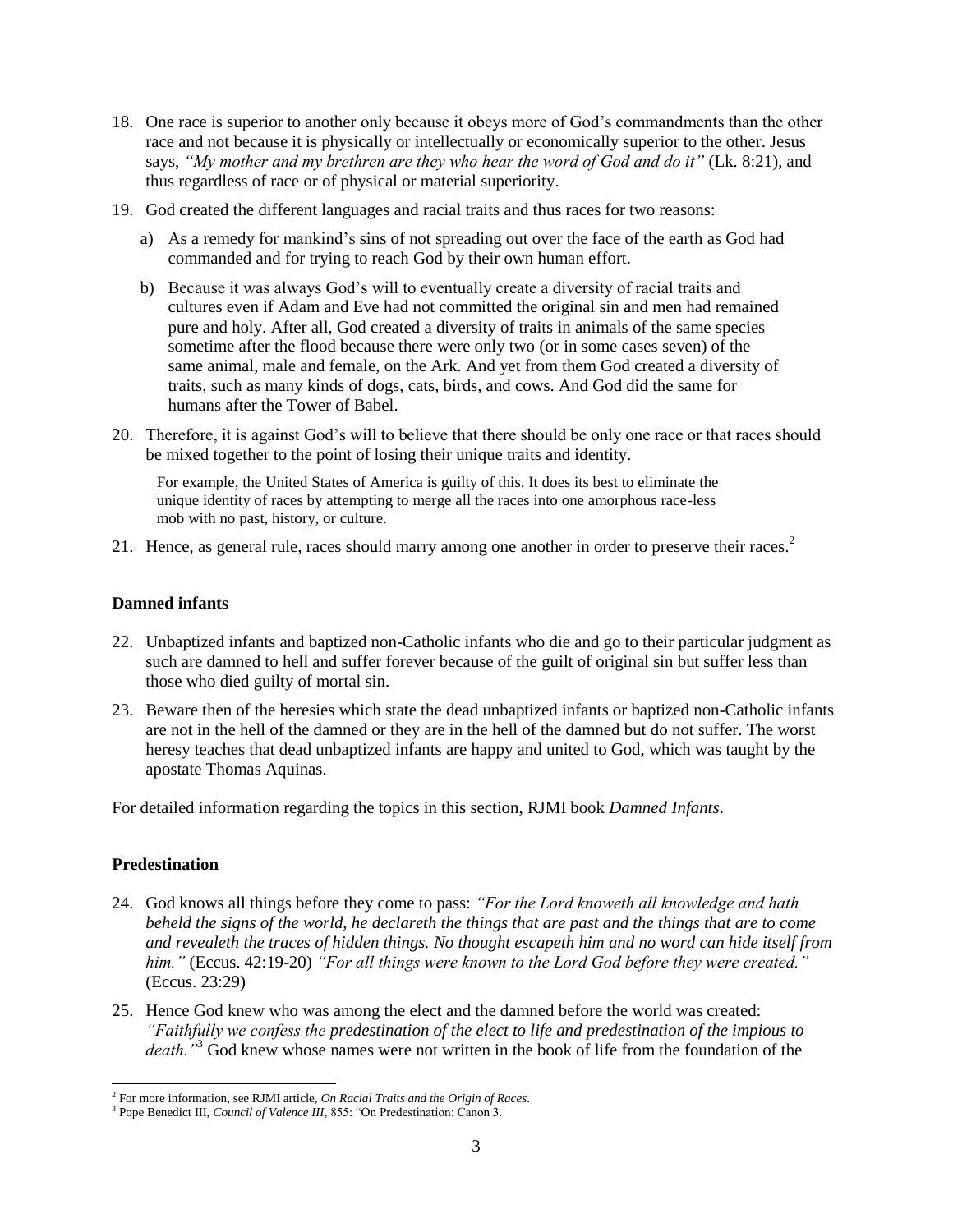18. One race is superior to another only because it obeys more of God's commandments than the other race and not because it is physically or intellectually or economically superior to the other. Jesus says, *"My mother and my brethren are they who hear the word of God and do it"* (Lk. 8:21), and thus regardless of race or of physical or material superiority.

19. God created the different languages and racial traits and thus races for two reasons:

    a) As a remedy for mankind's sins of not spreading out over the face of the earth as God had commanded and for trying to reach God by their own human effort.

    b) Because it was always God's will to eventually create a diversity of racial traits and cultures even if Adam and Eve had not committed the original sin and men had remained pure and holy. After all, God created a diversity of traits in animals of the same species sometime after the flood because there were only two (or in some cases seven) of the same animal, male and female, on the Ark. And yet from them God created a diversity of traits, such as many kinds of dogs, cats, birds, and cows. And God did the same for humans after the Tower of Babel.

20. Therefore, it is against God's will to believe that there should be only one race or that races should be mixed together to the point of losing their unique traits and identity.

    For example, the United States of America is guilty of this. It does its best to eliminate the unique identity of races by attempting to merge all the races into one amorphous race-less mob with no past, history, or culture.

21. Hence, as general rule, races should marry among one another in order to preserve their races.[2]

### Damned infants

22. Unbaptized infants and baptized non-Catholic infants who die and go to their particular judgment as such are damned to hell and suffer forever because of the guilt of original sin but suffer less than those who died guilty of mortal sin.

23. Beware then of the heresies which state the dead unbaptized infants or baptized non-Catholic infants are not in the hell of the damned or they are in the hell of the damned but do not suffer. The worst heresy teaches that dead unbaptized infants are happy and united to God, which was taught by the apostate Thomas Aquinas.

For detailed information regarding the topics in this section, RJMI book *Damned Infants*.

### Predestination

24. God knows all things before they come to pass: *"For the Lord knoweth all knowledge and hath beheld the signs of the world, he declareth the things that are past and the things that are to come and revealeth the traces of hidden things. No thought escapeth him and no word can hide itself from him."* (Eccus. 42:19-20) *"For all things were known to the Lord God before they were created."* (Eccus. 23:29)

25. Hence God knew who was among the elect and the damned before the world was created: *"Faithfully we confess the predestination of the elect to life and predestination of the impious to death."*[3] God knew whose names were not written in the book of life from the foundation of the

---

[2] For more information, see RJMI article, *On Racial Traits and the Origin of Races*.

[3] Pope Benedict III, *Council of Valence III*, 855: "On Predestination: Canon 3.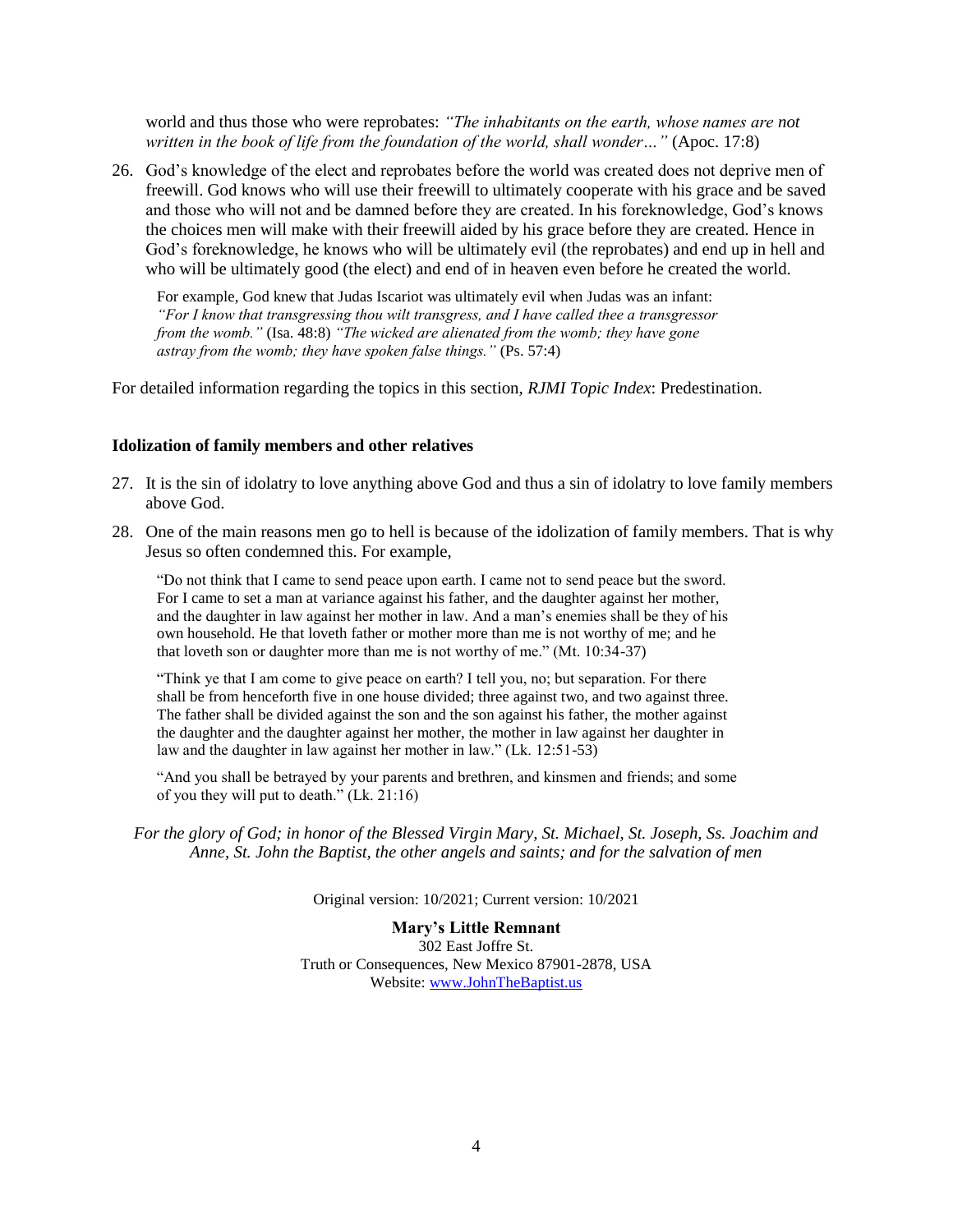world and thus those who were reprobates: *"The inhabitants on the earth, whose names are not written in the book of life from the foundation of the world, shall wonder…"* (Apoc. 17:8)

26. God's knowledge of the elect and reprobates before the world was created does not deprive men of freewill. God knows who will use their freewill to ultimately cooperate with his grace and be saved and those who will not and be damned before they are created. In his foreknowledge, God's knows the choices men will make with their freewill aided by his grace before they are created. Hence in God's foreknowledge, he knows who will be ultimately evil (the reprobates) and end up in hell and who will be ultimately good (the elect) and end of in heaven even before he created the world.

    For example, God knew that Judas Iscariot was ultimately evil when Judas was an infant: *"For I know that transgressing thou wilt transgress, and I have called thee a transgressor from the womb."* (Isa. 48:8) *"The wicked are alienated from the womb; they have gone astray from the womb; they have spoken false things."* (Ps. 57:4)

For detailed information regarding the topics in this section, *RJMI Topic Index*: Predestination.

**Idolization of family members and other relatives**

27. It is the sin of idolatry to love anything above God and thus a sin of idolatry to love family members above God.

28. One of the main reasons men go to hell is because of the idolization of family members. That is why Jesus so often condemned this. For example,

    "Do not think that I came to send peace upon earth. I came not to send peace but the sword. For I came to set a man at variance against his father, and the daughter against her mother, and the daughter in law against her mother in law. And a man's enemies shall be they of his own household. He that loveth father or mother more than me is not worthy of me; and he that loveth son or daughter more than me is not worthy of me." (Mt. 10:34-37)

    "Think ye that I am come to give peace on earth? I tell you, no; but separation. For there shall be from henceforth five in one house divided; three against two, and two against three. The father shall be divided against the son and the son against his father, the mother against the daughter and the daughter against her mother, the mother in law against her daughter in law and the daughter in law against her mother in law." (Lk. 12:51-53)

    "And you shall be betrayed by your parents and brethren, and kinsmen and friends; and some of you they will put to death." (Lk. 21:16)

*For the glory of God; in honor of the Blessed Virgin Mary, St. Michael, St. Joseph, Ss. Joachim and Anne, St. John the Baptist, the other angels and saints; and for the salvation of men*

Original version: 10/2021; Current version: 10/2021

**Mary's Little Remnant**
302 East Joffre St.
Truth or Consequences, New Mexico 87901-2878, USA
Website: www.JohnTheBaptist.us